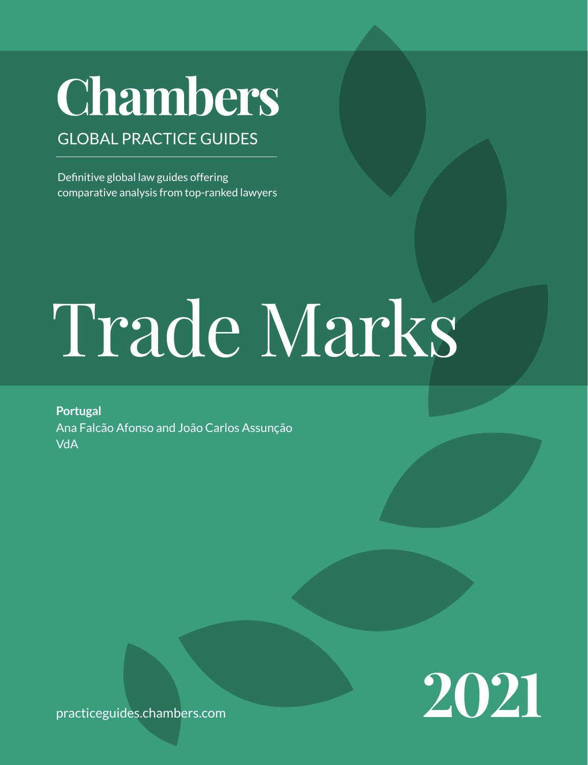# Chambers

GLOBAL PRACTICE GUIDES

Definitive global law guides offering comparative analysis from top-ranked lawyers

# Trade Marks

**Portugal**

Ana Falcão Afonso and João Carlos Assunção

VdA

2021

practiceguides.chambers.com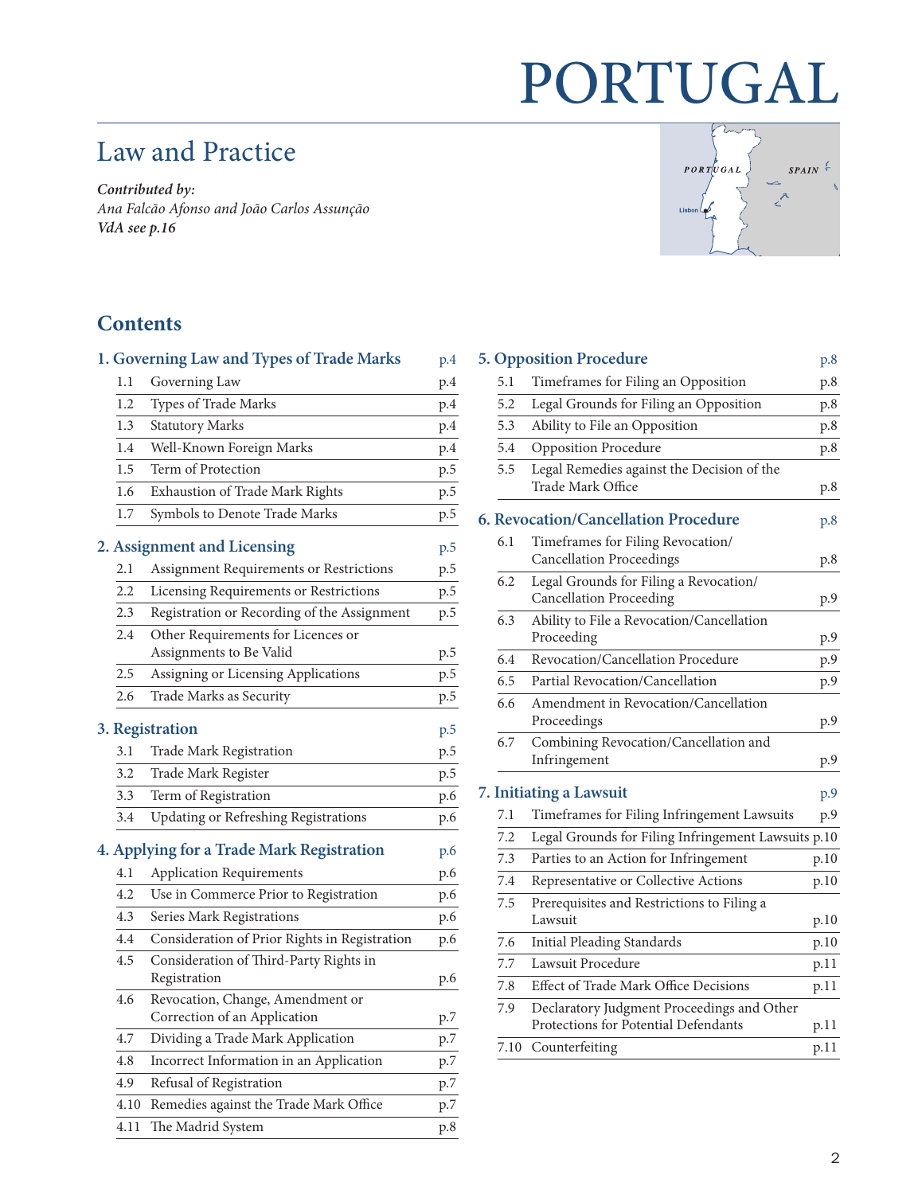# PORTUGAL

## Law and Practice

*Contributed by:*
*Ana Falcão Afonso and João Carlos Assunção*
***VdA see p.16***

## Contents

**1. Governing Law and Types of Trade Marks** p.4

| | | |
|---|---|---|
| 1.1 | Governing Law | p.4 |
| 1.2 | Types of Trade Marks | p.4 |
| 1.3 | Statutory Marks | p.4 |
| 1.4 | Well-Known Foreign Marks | p.4 |
| 1.5 | Term of Protection | p.5 |
| 1.6 | Exhaustion of Trade Mark Rights | p.5 |
| 1.7 | Symbols to Denote Trade Marks | p.5 |

**2. Assignment and Licensing** p.5

| | | |
|---|---|---|
| 2.1 | Assignment Requirements or Restrictions | p.5 |
| 2.2 | Licensing Requirements or Restrictions | p.5 |
| 2.3 | Registration or Recording of the Assignment | p.5 |
| 2.4 | Other Requirements for Licences or Assignments to Be Valid | p.5 |
| 2.5 | Assigning or Licensing Applications | p.5 |
| 2.6 | Trade Marks as Security | p.5 |

**3. Registration** p.5

| | | |
|---|---|---|
| 3.1 | Trade Mark Registration | p.5 |
| 3.2 | Trade Mark Register | p.5 |
| 3.3 | Term of Registration | p.6 |
| 3.4 | Updating or Refreshing Registrations | p.6 |

**4. Applying for a Trade Mark Registration** p.6

| | | |
|---|---|---|
| 4.1 | Application Requirements | p.6 |
| 4.2 | Use in Commerce Prior to Registration | p.6 |
| 4.3 | Series Mark Registrations | p.6 |
| 4.4 | Consideration of Prior Rights in Registration | p.6 |
| 4.5 | Consideration of Third-Party Rights in Registration | p.6 |
| 4.6 | Revocation, Change, Amendment or Correction of an Application | p.7 |
| 4.7 | Dividing a Trade Mark Application | p.7 |
| 4.8 | Incorrect Information in an Application | p.7 |
| 4.9 | Refusal of Registration | p.7 |
| 4.10 | Remedies against the Trade Mark Office | p.7 |
| 4.11 | The Madrid System | p.8 |

**5. Opposition Procedure** p.8

| | | |
|---|---|---|
| 5.1 | Timeframes for Filing an Opposition | p.8 |
| 5.2 | Legal Grounds for Filing an Opposition | p.8 |
| 5.3 | Ability to File an Opposition | p.8 |
| 5.4 | Opposition Procedure | p.8 |
| 5.5 | Legal Remedies against the Decision of the Trade Mark Office | p.8 |

**6. Revocation/Cancellation Procedure** p.8

| | | |
|---|---|---|
| 6.1 | Timeframes for Filing Revocation/Cancellation Proceedings | p.8 |
| 6.2 | Legal Grounds for Filing a Revocation/Cancellation Proceeding | p.9 |
| 6.3 | Ability to File a Revocation/Cancellation Proceeding | p.9 |
| 6.4 | Revocation/Cancellation Procedure | p.9 |
| 6.5 | Partial Revocation/Cancellation | p.9 |
| 6.6 | Amendment in Revocation/Cancellation Proceedings | p.9 |
| 6.7 | Combining Revocation/Cancellation and Infringement | p.9 |

**7. Initiating a Lawsuit** p.9

| | | |
|---|---|---|
| 7.1 | Timeframes for Filing Infringement Lawsuits | p.9 |
| 7.2 | Legal Grounds for Filing Infringement Lawsuits | p.10 |
| 7.3 | Parties to an Action for Infringement | p.10 |
| 7.4 | Representative or Collective Actions | p.10 |
| 7.5 | Prerequisites and Restrictions to Filing a Lawsuit | p.10 |
| 7.6 | Initial Pleading Standards | p.10 |
| 7.7 | Lawsuit Procedure | p.11 |
| 7.8 | Effect of Trade Mark Office Decisions | p.11 |
| 7.9 | Declaratory Judgment Proceedings and Other Protections for Potential Defendants | p.11 |
| 7.10 | Counterfeiting | p.11 |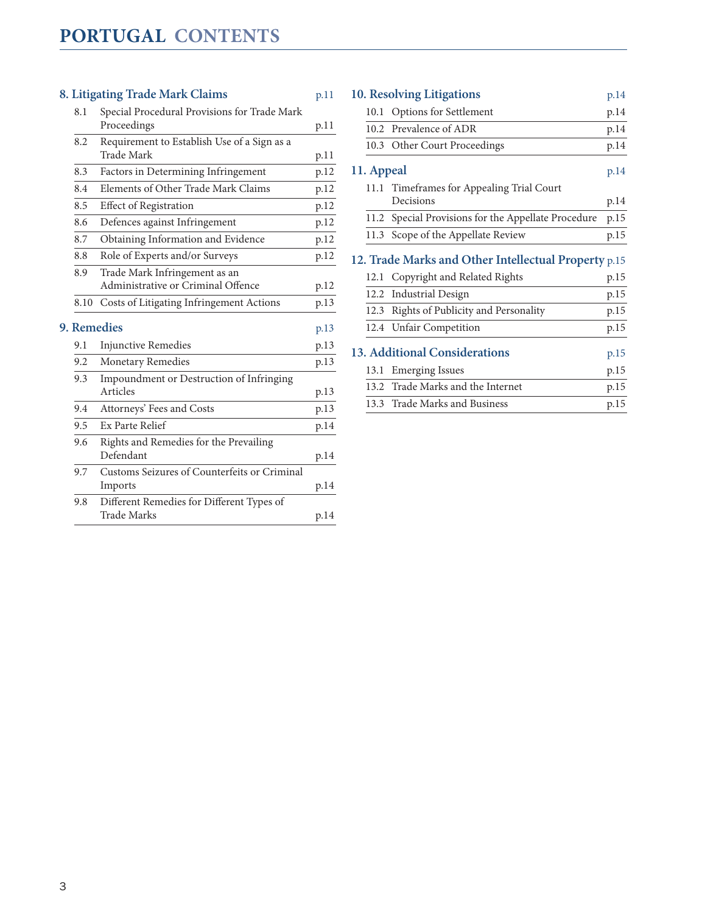# PORTUGAL CONTENTS

## 8. Litigating Trade Mark Claims p.11

- 8.1 Special Procedural Provisions for Trade Mark Proceedings p.11
- 8.2 Requirement to Establish Use of a Sign as a Trade Mark p.11
- 8.3 Factors in Determining Infringement p.12
- 8.4 Elements of Other Trade Mark Claims p.12
- 8.5 Effect of Registration p.12
- 8.6 Defences against Infringement p.12
- 8.7 Obtaining Information and Evidence p.12
- 8.8 Role of Experts and/or Surveys p.12
- 8.9 Trade Mark Infringement as an Administrative or Criminal Offence p.12
- 8.10 Costs of Litigating Infringement Actions p.13

## 9. Remedies p.13

- 9.1 Injunctive Remedies p.13
- 9.2 Monetary Remedies p.13
- 9.3 Impoundment or Destruction of Infringing Articles p.13
- 9.4 Attorneys' Fees and Costs p.13
- 9.5 Ex Parte Relief p.14
- 9.6 Rights and Remedies for the Prevailing Defendant p.14
- 9.7 Customs Seizures of Counterfeits or Criminal Imports p.14
- 9.8 Different Remedies for Different Types of Trade Marks p.14

## 10. Resolving Litigations p.14

- 10.1 Options for Settlement p.14
- 10.2 Prevalence of ADR p.14
- 10.3 Other Court Proceedings p.14

## 11. Appeal p.14

- 11.1 Timeframes for Appealing Trial Court Decisions p.14
- 11.2 Special Provisions for the Appellate Procedure p.15
- 11.3 Scope of the Appellate Review p.15

## 12. Trade Marks and Other Intellectual Property p.15

- 12.1 Copyright and Related Rights p.15
- 12.2 Industrial Design p.15
- 12.3 Rights of Publicity and Personality p.15
- 12.4 Unfair Competition p.15

## 13. Additional Considerations p.15

- 13.1 Emerging Issues p.15
- 13.2 Trade Marks and the Internet p.15
- 13.3 Trade Marks and Business p.15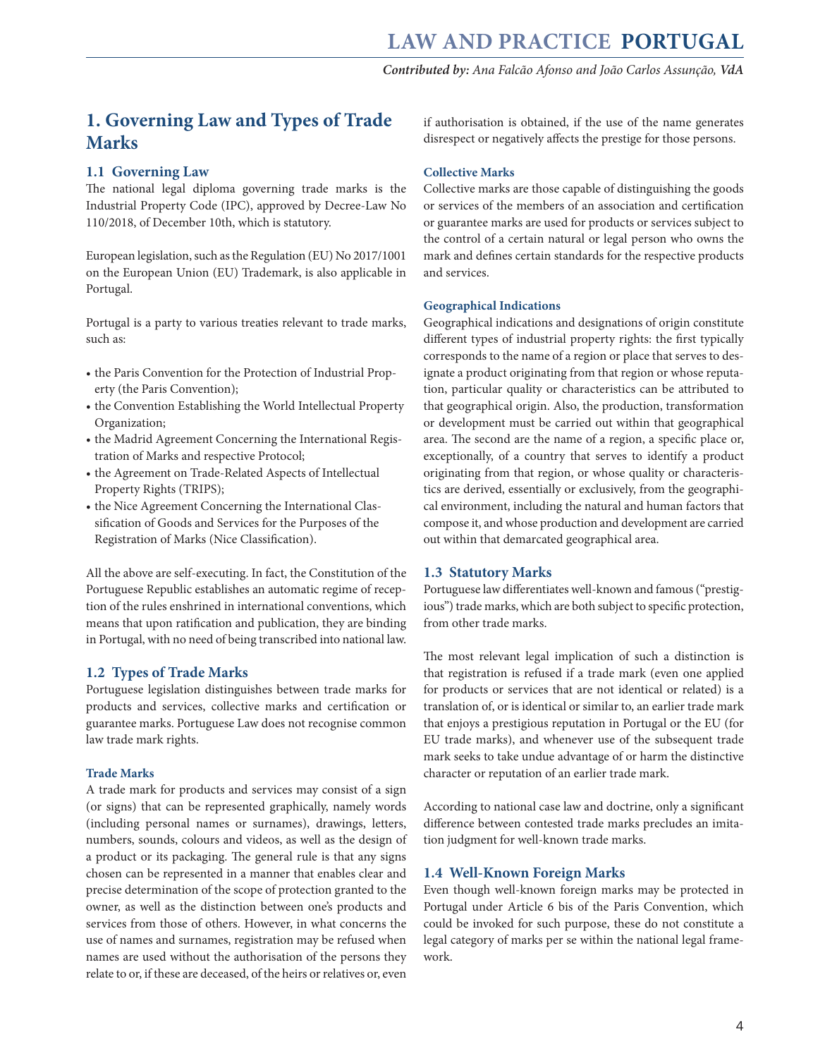# 1. Governing Law and Types of Trade Marks

## 1.1 Governing Law

The national legal diploma governing trade marks is the Industrial Property Code (IPC), approved by Decree-Law No 110/2018, of December 10th, which is statutory.

European legislation, such as the Regulation (EU) No 2017/1001 on the European Union (EU) Trademark, is also applicable in Portugal.

Portugal is a party to various treaties relevant to trade marks, such as:

- the Paris Convention for the Protection of Industrial Property (the Paris Convention);
- the Convention Establishing the World Intellectual Property Organization;
- the Madrid Agreement Concerning the International Registration of Marks and respective Protocol;
- the Agreement on Trade-Related Aspects of Intellectual Property Rights (TRIPS);
- the Nice Agreement Concerning the International Classification of Goods and Services for the Purposes of the Registration of Marks (Nice Classification).

All the above are self-executing. In fact, the Constitution of the Portuguese Republic establishes an automatic regime of reception of the rules enshrined in international conventions, which means that upon ratification and publication, they are binding in Portugal, with no need of being transcribed into national law.

## 1.2 Types of Trade Marks

Portuguese legislation distinguishes between trade marks for products and services, collective marks and certification or guarantee marks. Portuguese Law does not recognise common law trade mark rights.

### Trade Marks

A trade mark for products and services may consist of a sign (or signs) that can be represented graphically, namely words (including personal names or surnames), drawings, letters, numbers, sounds, colours and videos, as well as the design of a product or its packaging. The general rule is that any signs chosen can be represented in a manner that enables clear and precise determination of the scope of protection granted to the owner, as well as the distinction between one's products and services from those of others. However, in what concerns the use of names and surnames, registration may be refused when names are used without the authorisation of the persons they relate to or, if these are deceased, of the heirs or relatives or, even if authorisation is obtained, if the use of the name generates disrespect or negatively affects the prestige for those persons.

### Collective Marks

Collective marks are those capable of distinguishing the goods or services of the members of an association and certification or guarantee marks are used for products or services subject to the control of a certain natural or legal person who owns the mark and defines certain standards for the respective products and services.

### Geographical Indications

Geographical indications and designations of origin constitute different types of industrial property rights: the first typically corresponds to the name of a region or place that serves to designate a product originating from that region or whose reputation, particular quality or characteristics can be attributed to that geographical origin. Also, the production, transformation or development must be carried out within that geographical area. The second are the name of a region, a specific place or, exceptionally, of a country that serves to identify a product originating from that region, or whose quality or characteristics are derived, essentially or exclusively, from the geographical environment, including the natural and human factors that compose it, and whose production and development are carried out within that demarcated geographical area.

## 1.3 Statutory Marks

Portuguese law differentiates well-known and famous ("prestigious") trade marks, which are both subject to specific protection, from other trade marks.

The most relevant legal implication of such a distinction is that registration is refused if a trade mark (even one applied for products or services that are not identical or related) is a translation of, or is identical or similar to, an earlier trade mark that enjoys a prestigious reputation in Portugal or the EU (for EU trade marks), and whenever use of the subsequent trade mark seeks to take undue advantage of or harm the distinctive character or reputation of an earlier trade mark.

According to national case law and doctrine, only a significant difference between contested trade marks precludes an imitation judgment for well-known trade marks.

## 1.4 Well-Known Foreign Marks

Even though well-known foreign marks may be protected in Portugal under Article 6 bis of the Paris Convention, which could be invoked for such purpose, these do not constitute a legal category of marks per se within the national legal framework.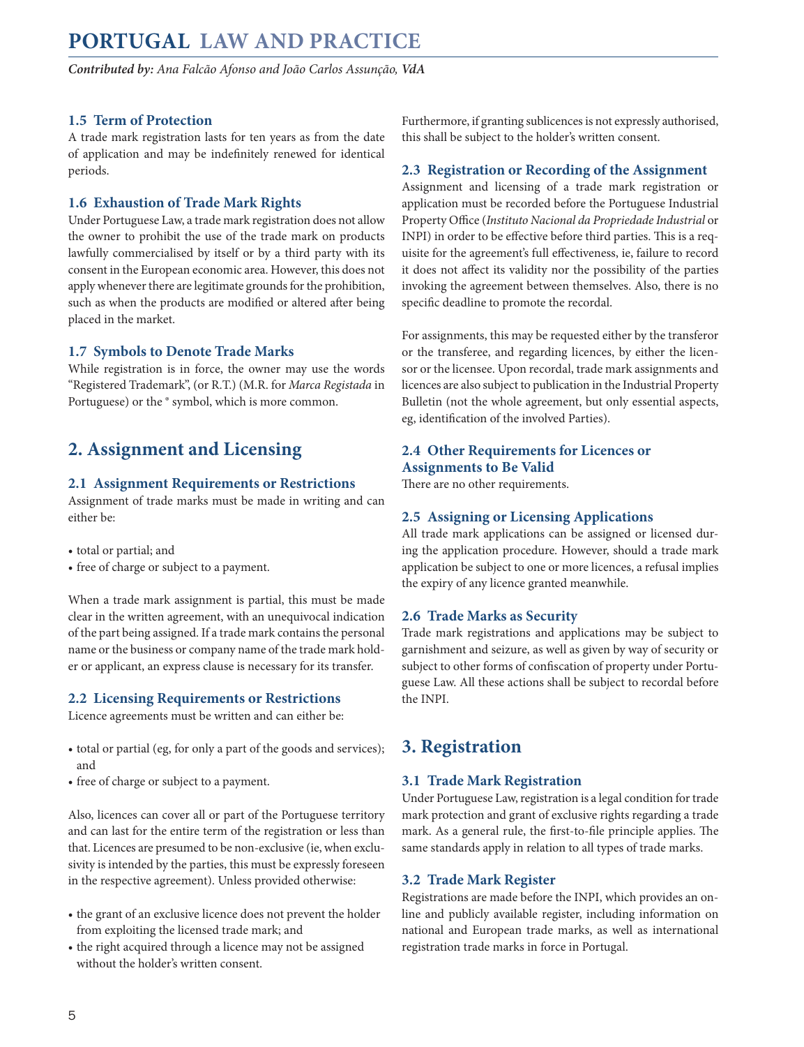### 1.5 Term of Protection

A trade mark registration lasts for ten years as from the date of application and may be indefinitely renewed for identical periods.

### 1.6 Exhaustion of Trade Mark Rights

Under Portuguese Law, a trade mark registration does not allow the owner to prohibit the use of the trade mark on products lawfully commercialised by itself or by a third party with its consent in the European economic area. However, this does not apply whenever there are legitimate grounds for the prohibition, such as when the products are modified or altered after being placed in the market.

### 1.7 Symbols to Denote Trade Marks

While registration is in force, the owner may use the words "Registered Trademark", (or R.T.) (M.R. for *Marca Registada* in Portuguese) or the ® symbol, which is more common.

## 2. Assignment and Licensing

### 2.1 Assignment Requirements or Restrictions

Assignment of trade marks must be made in writing and can either be:

- total or partial; and
- free of charge or subject to a payment.

When a trade mark assignment is partial, this must be made clear in the written agreement, with an unequivocal indication of the part being assigned. If a trade mark contains the personal name or the business or company name of the trade mark holder or applicant, an express clause is necessary for its transfer.

### 2.2 Licensing Requirements or Restrictions

Licence agreements must be written and can either be:

- total or partial (eg, for only a part of the goods and services); and
- free of charge or subject to a payment.

Also, licences can cover all or part of the Portuguese territory and can last for the entire term of the registration or less than that. Licences are presumed to be non-exclusive (ie, when exclusivity is intended by the parties, this must be expressly foreseen in the respective agreement). Unless provided otherwise:

- the grant of an exclusive licence does not prevent the holder from exploiting the licensed trade mark; and
- the right acquired through a licence may not be assigned without the holder's written consent.

Furthermore, if granting sublicences is not expressly authorised, this shall be subject to the holder's written consent.

### 2.3 Registration or Recording of the Assignment

Assignment and licensing of a trade mark registration or application must be recorded before the Portuguese Industrial Property Office (*Instituto Nacional da Propriedade Industrial* or INPI) in order to be effective before third parties. This is a requisite for the agreement's full effectiveness, ie, failure to record it does not affect its validity nor the possibility of the parties invoking the agreement between themselves. Also, there is no specific deadline to promote the recordal.

For assignments, this may be requested either by the transferor or the transferee, and regarding licences, by either the licensor or the licensee. Upon recordal, trade mark assignments and licences are also subject to publication in the Industrial Property Bulletin (not the whole agreement, but only essential aspects, eg, identification of the involved Parties).

### 2.4 Other Requirements for Licences or Assignments to Be Valid

There are no other requirements.

### 2.5 Assigning or Licensing Applications

All trade mark applications can be assigned or licensed during the application procedure. However, should a trade mark application be subject to one or more licences, a refusal implies the expiry of any licence granted meanwhile.

### 2.6 Trade Marks as Security

Trade mark registrations and applications may be subject to garnishment and seizure, as well as given by way of security or subject to other forms of confiscation of property under Portuguese Law. All these actions shall be subject to recordal before the INPI.

## 3. Registration

### 3.1 Trade Mark Registration

Under Portuguese Law, registration is a legal condition for trade mark protection and grant of exclusive rights regarding a trade mark. As a general rule, the first-to-file principle applies. The same standards apply in relation to all types of trade marks.

### 3.2 Trade Mark Register

Registrations are made before the INPI, which provides an online and publicly available register, including information on national and European trade marks, as well as international registration trade marks in force in Portugal.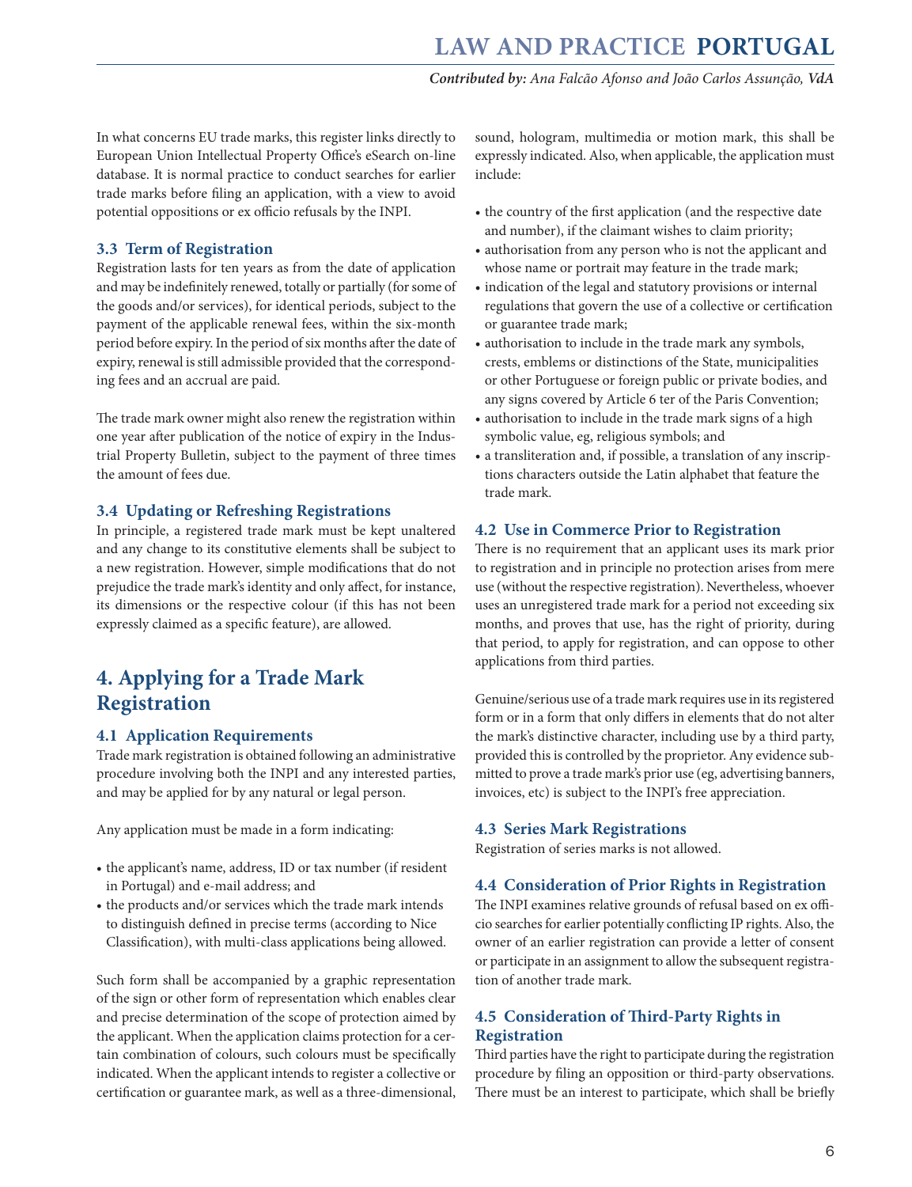In what concerns EU trade marks, this register links directly to European Union Intellectual Property Office's eSearch on-line database. It is normal practice to conduct searches for earlier trade marks before filing an application, with a view to avoid potential oppositions or ex officio refusals by the INPI.

### 3.3 Term of Registration

Registration lasts for ten years as from the date of application and may be indefinitely renewed, totally or partially (for some of the goods and/or services), for identical periods, subject to the payment of the applicable renewal fees, within the six-month period before expiry. In the period of six months after the date of expiry, renewal is still admissible provided that the corresponding fees and an accrual are paid.

The trade mark owner might also renew the registration within one year after publication of the notice of expiry in the Industrial Property Bulletin, subject to the payment of three times the amount of fees due.

### 3.4 Updating or Refreshing Registrations

In principle, a registered trade mark must be kept unaltered and any change to its constitutive elements shall be subject to a new registration. However, simple modifications that do not prejudice the trade mark's identity and only affect, for instance, its dimensions or the respective colour (if this has not been expressly claimed as a specific feature), are allowed.

## 4. Applying for a Trade Mark Registration

### 4.1 Application Requirements

Trade mark registration is obtained following an administrative procedure involving both the INPI and any interested parties, and may be applied for by any natural or legal person.

Any application must be made in a form indicating:

- the applicant's name, address, ID or tax number (if resident in Portugal) and e-mail address; and
- the products and/or services which the trade mark intends to distinguish defined in precise terms (according to Nice Classification), with multi-class applications being allowed.

Such form shall be accompanied by a graphic representation of the sign or other form of representation which enables clear and precise determination of the scope of protection aimed by the applicant. When the application claims protection for a certain combination of colours, such colours must be specifically indicated. When the applicant intends to register a collective or certification or guarantee mark, as well as a three-dimensional, sound, hologram, multimedia or motion mark, this shall be expressly indicated. Also, when applicable, the application must include:

- the country of the first application (and the respective date and number), if the claimant wishes to claim priority;
- authorisation from any person who is not the applicant and whose name or portrait may feature in the trade mark;
- indication of the legal and statutory provisions or internal regulations that govern the use of a collective or certification or guarantee trade mark;
- authorisation to include in the trade mark any symbols, crests, emblems or distinctions of the State, municipalities or other Portuguese or foreign public or private bodies, and any signs covered by Article 6 ter of the Paris Convention;
- authorisation to include in the trade mark signs of a high symbolic value, eg, religious symbols; and
- a transliteration and, if possible, a translation of any inscriptions characters outside the Latin alphabet that feature the trade mark.

### 4.2 Use in Commerce Prior to Registration

There is no requirement that an applicant uses its mark prior to registration and in principle no protection arises from mere use (without the respective registration). Nevertheless, whoever uses an unregistered trade mark for a period not exceeding six months, and proves that use, has the right of priority, during that period, to apply for registration, and can oppose to other applications from third parties.

Genuine/serious use of a trade mark requires use in its registered form or in a form that only differs in elements that do not alter the mark's distinctive character, including use by a third party, provided this is controlled by the proprietor. Any evidence submitted to prove a trade mark's prior use (eg, advertising banners, invoices, etc) is subject to the INPI's free appreciation.

### 4.3 Series Mark Registrations

Registration of series marks is not allowed.

### 4.4 Consideration of Prior Rights in Registration

The INPI examines relative grounds of refusal based on ex officio searches for earlier potentially conflicting IP rights. Also, the owner of an earlier registration can provide a letter of consent or participate in an assignment to allow the subsequent registration of another trade mark.

### 4.5 Consideration of Third-Party Rights in Registration

Third parties have the right to participate during the registration procedure by filing an opposition or third-party observations. There must be an interest to participate, which shall be briefly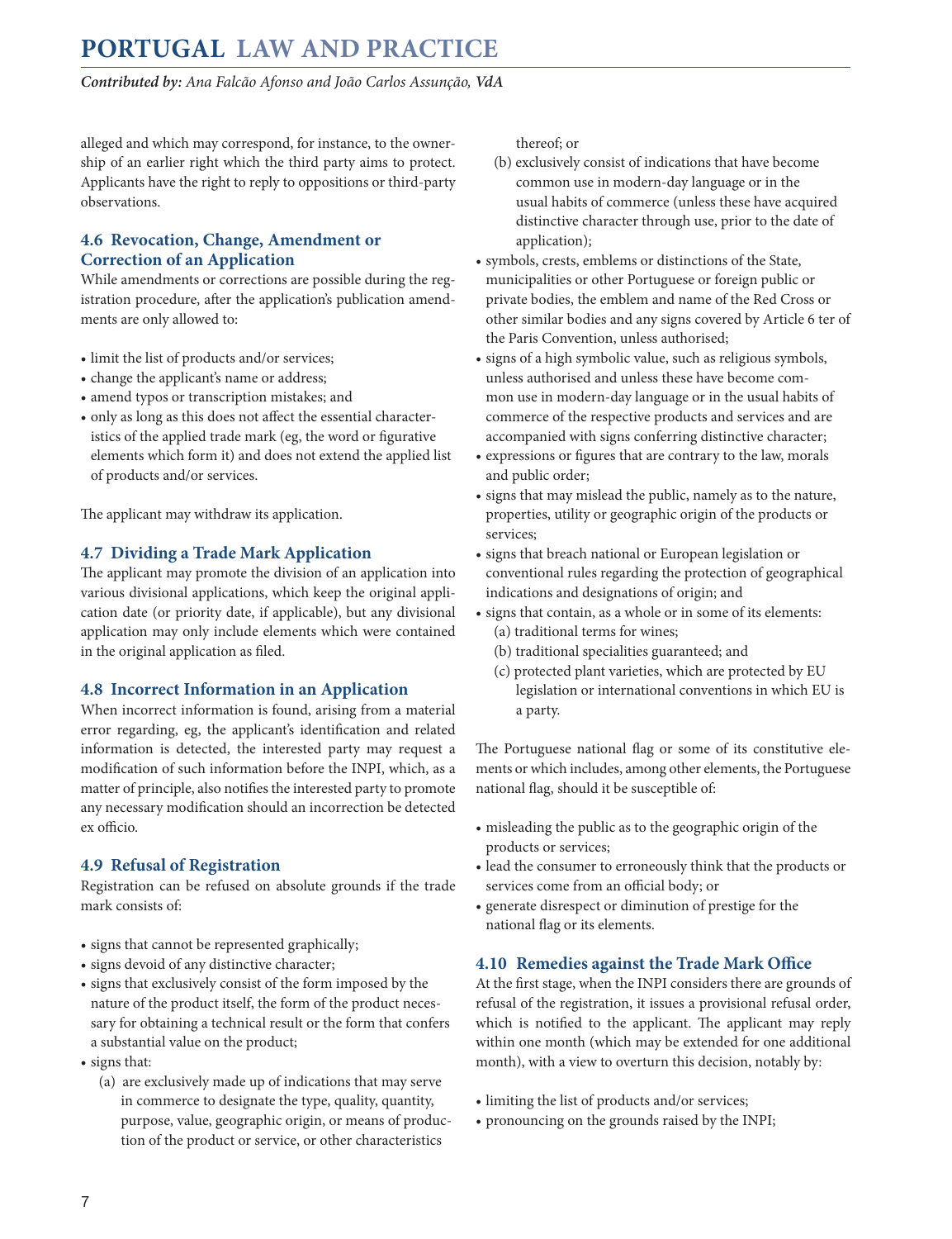alleged and which may correspond, for instance, to the ownership of an earlier right which the third party aims to protect. Applicants have the right to reply to oppositions or third-party observations.

### 4.6 Revocation, Change, Amendment or Correction of an Application

While amendments or corrections are possible during the registration procedure, after the application's publication amendments are only allowed to:

- limit the list of products and/or services;
- change the applicant's name or address;
- amend typos or transcription mistakes; and
- only as long as this does not affect the essential characteristics of the applied trade mark (eg, the word or figurative elements which form it) and does not extend the applied list of products and/or services.

The applicant may withdraw its application.

### 4.7 Dividing a Trade Mark Application

The applicant may promote the division of an application into various divisional applications, which keep the original application date (or priority date, if applicable), but any divisional application may only include elements which were contained in the original application as filed.

### 4.8 Incorrect Information in an Application

When incorrect information is found, arising from a material error regarding, eg, the applicant's identification and related information is detected, the interested party may request a modification of such information before the INPI, which, as a matter of principle, also notifies the interested party to promote any necessary modification should an incorrection be detected ex officio.

### 4.9 Refusal of Registration

Registration can be refused on absolute grounds if the trade mark consists of:

- signs that cannot be represented graphically;
- signs devoid of any distinctive character;
- signs that exclusively consist of the form imposed by the nature of the product itself, the form of the product necessary for obtaining a technical result or the form that confers a substantial value on the product;
- signs that:
  - (a) are exclusively made up of indications that may serve in commerce to designate the type, quality, quantity, purpose, value, geographic origin, or means of production of the product or service, or other characteristics thereof; or
  - (b) exclusively consist of indications that have become common use in modern-day language or in the usual habits of commerce (unless these have acquired distinctive character through use, prior to the date of application);
- symbols, crests, emblems or distinctions of the State, municipalities or other Portuguese or foreign public or private bodies, the emblem and name of the Red Cross or other similar bodies and any signs covered by Article 6 ter of the Paris Convention, unless authorised;
- signs of a high symbolic value, such as religious symbols, unless authorised and unless these have become common use in modern-day language or in the usual habits of commerce of the respective products and services and are accompanied with signs conferring distinctive character;
- expressions or figures that are contrary to the law, morals and public order;
- signs that may mislead the public, namely as to the nature, properties, utility or geographic origin of the products or services;
- signs that breach national or European legislation or conventional rules regarding the protection of geographical indications and designations of origin; and
- signs that contain, as a whole or in some of its elements:
  - (a) traditional terms for wines;
  - (b) traditional specialities guaranteed; and
  - (c) protected plant varieties, which are protected by EU legislation or international conventions in which EU is a party.

The Portuguese national flag or some of its constitutive elements or which includes, among other elements, the Portuguese national flag, should it be susceptible of:

- misleading the public as to the geographic origin of the products or services;
- lead the consumer to erroneously think that the products or services come from an official body; or
- generate disrespect or diminution of prestige for the national flag or its elements.

### 4.10 Remedies against the Trade Mark Office

At the first stage, when the INPI considers there are grounds of refusal of the registration, it issues a provisional refusal order, which is notified to the applicant. The applicant may reply within one month (which may be extended for one additional month), with a view to overturn this decision, notably by:

- limiting the list of products and/or services;
- pronouncing on the grounds raised by the INPI;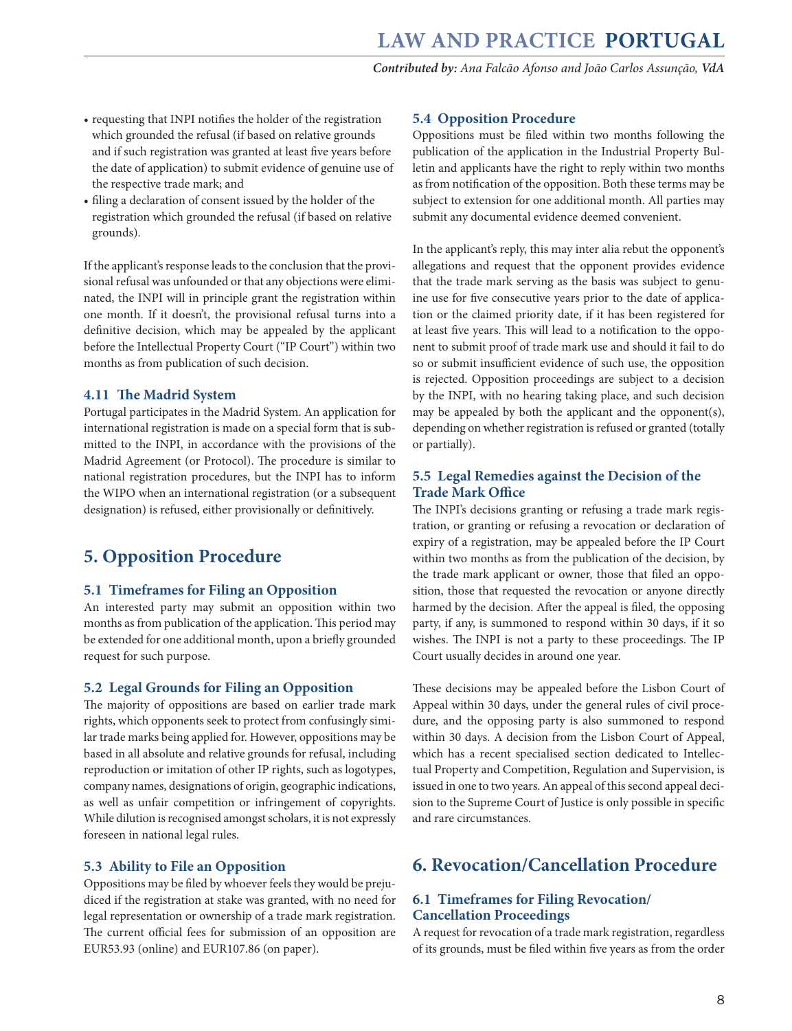- requesting that INPI notifies the holder of the registration which grounded the refusal (if based on relative grounds and if such registration was granted at least five years before the date of application) to submit evidence of genuine use of the respective trade mark; and
- filing a declaration of consent issued by the holder of the registration which grounded the refusal (if based on relative grounds).

If the applicant's response leads to the conclusion that the provisional refusal was unfounded or that any objections were eliminated, the INPI will in principle grant the registration within one month. If it doesn't, the provisional refusal turns into a definitive decision, which may be appealed by the applicant before the Intellectual Property Court ("IP Court") within two months as from publication of such decision.

### 4.11 The Madrid System

Portugal participates in the Madrid System. An application for international registration is made on a special form that is submitted to the INPI, in accordance with the provisions of the Madrid Agreement (or Protocol). The procedure is similar to national registration procedures, but the INPI has to inform the WIPO when an international registration (or a subsequent designation) is refused, either provisionally or definitively.

## 5. Opposition Procedure

### 5.1 Timeframes for Filing an Opposition

An interested party may submit an opposition within two months as from publication of the application. This period may be extended for one additional month, upon a briefly grounded request for such purpose.

### 5.2 Legal Grounds for Filing an Opposition

The majority of oppositions are based on earlier trade mark rights, which opponents seek to protect from confusingly similar trade marks being applied for. However, oppositions may be based in all absolute and relative grounds for refusal, including reproduction or imitation of other IP rights, such as logotypes, company names, designations of origin, geographic indications, as well as unfair competition or infringement of copyrights. While dilution is recognised amongst scholars, it is not expressly foreseen in national legal rules.

### 5.3 Ability to File an Opposition

Oppositions may be filed by whoever feels they would be prejudiced if the registration at stake was granted, with no need for legal representation or ownership of a trade mark registration. The current official fees for submission of an opposition are EUR53.93 (online) and EUR107.86 (on paper).

### 5.4 Opposition Procedure

Oppositions must be filed within two months following the publication of the application in the Industrial Property Bulletin and applicants have the right to reply within two months as from notification of the opposition. Both these terms may be subject to extension for one additional month. All parties may submit any documental evidence deemed convenient.

In the applicant's reply, this may inter alia rebut the opponent's allegations and request that the opponent provides evidence that the trade mark serving as the basis was subject to genuine use for five consecutive years prior to the date of application or the claimed priority date, if it has been registered for at least five years. This will lead to a notification to the opponent to submit proof of trade mark use and should it fail to do so or submit insufficient evidence of such use, the opposition is rejected. Opposition proceedings are subject to a decision by the INPI, with no hearing taking place, and such decision may be appealed by both the applicant and the opponent(s), depending on whether registration is refused or granted (totally or partially).

### 5.5 Legal Remedies against the Decision of the Trade Mark Office

The INPI's decisions granting or refusing a trade mark registration, or granting or refusing a revocation or declaration of expiry of a registration, may be appealed before the IP Court within two months as from the publication of the decision, by the trade mark applicant or owner, those that filed an opposition, those that requested the revocation or anyone directly harmed by the decision. After the appeal is filed, the opposing party, if any, is summoned to respond within 30 days, if it so wishes. The INPI is not a party to these proceedings. The IP Court usually decides in around one year.

These decisions may be appealed before the Lisbon Court of Appeal within 30 days, under the general rules of civil procedure, and the opposing party is also summoned to respond within 30 days. A decision from the Lisbon Court of Appeal, which has a recent specialised section dedicated to Intellectual Property and Competition, Regulation and Supervision, is issued in one to two years. An appeal of this second appeal decision to the Supreme Court of Justice is only possible in specific and rare circumstances.

## 6. Revocation/Cancellation Procedure

### 6.1 Timeframes for Filing Revocation/Cancellation Proceedings

A request for revocation of a trade mark registration, regardless of its grounds, must be filed within five years as from the order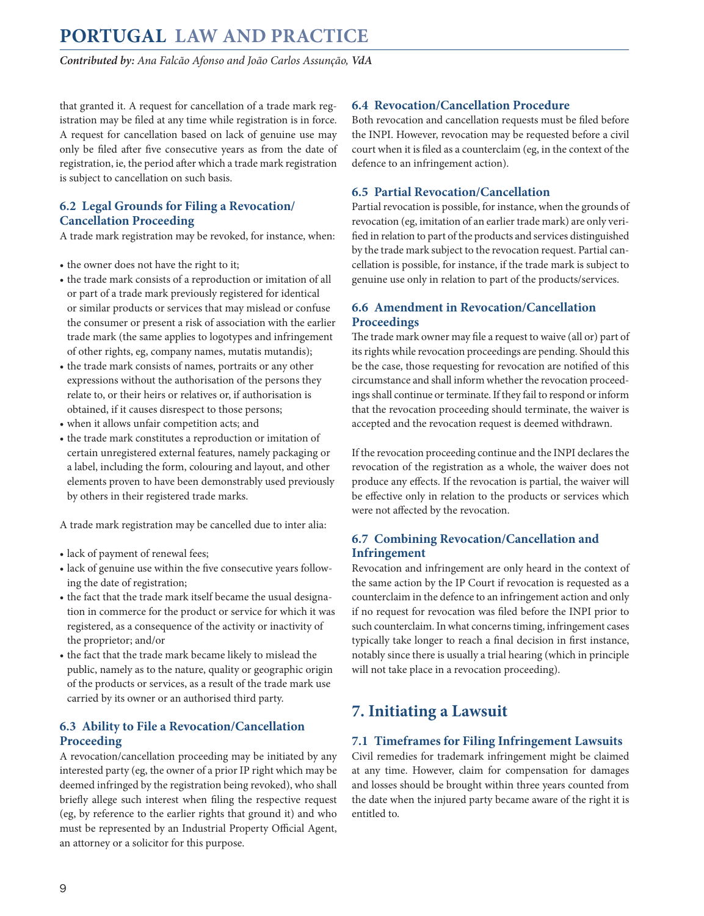that granted it. A request for cancellation of a trade mark registration may be filed at any time while registration is in force. A request for cancellation based on lack of genuine use may only be filed after five consecutive years as from the date of registration, ie, the period after which a trade mark registration is subject to cancellation on such basis.

### 6.2 Legal Grounds for Filing a Revocation/Cancellation Proceeding

A trade mark registration may be revoked, for instance, when:

- the owner does not have the right to it;
- the trade mark consists of a reproduction or imitation of all or part of a trade mark previously registered for identical or similar products or services that may mislead or confuse the consumer or present a risk of association with the earlier trade mark (the same applies to logotypes and infringement of other rights, eg, company names, mutatis mutandis);
- the trade mark consists of names, portraits or any other expressions without the authorisation of the persons they relate to, or their heirs or relatives or, if authorisation is obtained, if it causes disrespect to those persons;
- when it allows unfair competition acts; and
- the trade mark constitutes a reproduction or imitation of certain unregistered external features, namely packaging or a label, including the form, colouring and layout, and other elements proven to have been demonstrably used previously by others in their registered trade marks.

A trade mark registration may be cancelled due to inter alia:

- lack of payment of renewal fees;
- lack of genuine use within the five consecutive years following the date of registration;
- the fact that the trade mark itself became the usual designation in commerce for the product or service for which it was registered, as a consequence of the activity or inactivity of the proprietor; and/or
- the fact that the trade mark became likely to mislead the public, namely as to the nature, quality or geographic origin of the products or services, as a result of the trade mark use carried by its owner or an authorised third party.

### 6.3 Ability to File a Revocation/Cancellation Proceeding

A revocation/cancellation proceeding may be initiated by any interested party (eg, the owner of a prior IP right which may be deemed infringed by the registration being revoked), who shall briefly allege such interest when filing the respective request (eg, by reference to the earlier rights that ground it) and who must be represented by an Industrial Property Official Agent, an attorney or a solicitor for this purpose.

### 6.4 Revocation/Cancellation Procedure

Both revocation and cancellation requests must be filed before the INPI. However, revocation may be requested before a civil court when it is filed as a counterclaim (eg, in the context of the defence to an infringement action).

### 6.5 Partial Revocation/Cancellation

Partial revocation is possible, for instance, when the grounds of revocation (eg, imitation of an earlier trade mark) are only verified in relation to part of the products and services distinguished by the trade mark subject to the revocation request. Partial cancellation is possible, for instance, if the trade mark is subject to genuine use only in relation to part of the products/services.

### 6.6 Amendment in Revocation/Cancellation Proceedings

The trade mark owner may file a request to waive (all or) part of its rights while revocation proceedings are pending. Should this be the case, those requesting for revocation are notified of this circumstance and shall inform whether the revocation proceedings shall continue or terminate. If they fail to respond or inform that the revocation proceeding should terminate, the waiver is accepted and the revocation request is deemed withdrawn.

If the revocation proceeding continue and the INPI declares the revocation of the registration as a whole, the waiver does not produce any effects. If the revocation is partial, the waiver will be effective only in relation to the products or services which were not affected by the revocation.

### 6.7 Combining Revocation/Cancellation and Infringement

Revocation and infringement are only heard in the context of the same action by the IP Court if revocation is requested as a counterclaim in the defence to an infringement action and only if no request for revocation was filed before the INPI prior to such counterclaim. In what concerns timing, infringement cases typically take longer to reach a final decision in first instance, notably since there is usually a trial hearing (which in principle will not take place in a revocation proceeding).

## 7. Initiating a Lawsuit

### 7.1 Timeframes for Filing Infringement Lawsuits

Civil remedies for trademark infringement might be claimed at any time. However, claim for compensation for damages and losses should be brought within three years counted from the date when the injured party became aware of the right it is entitled to.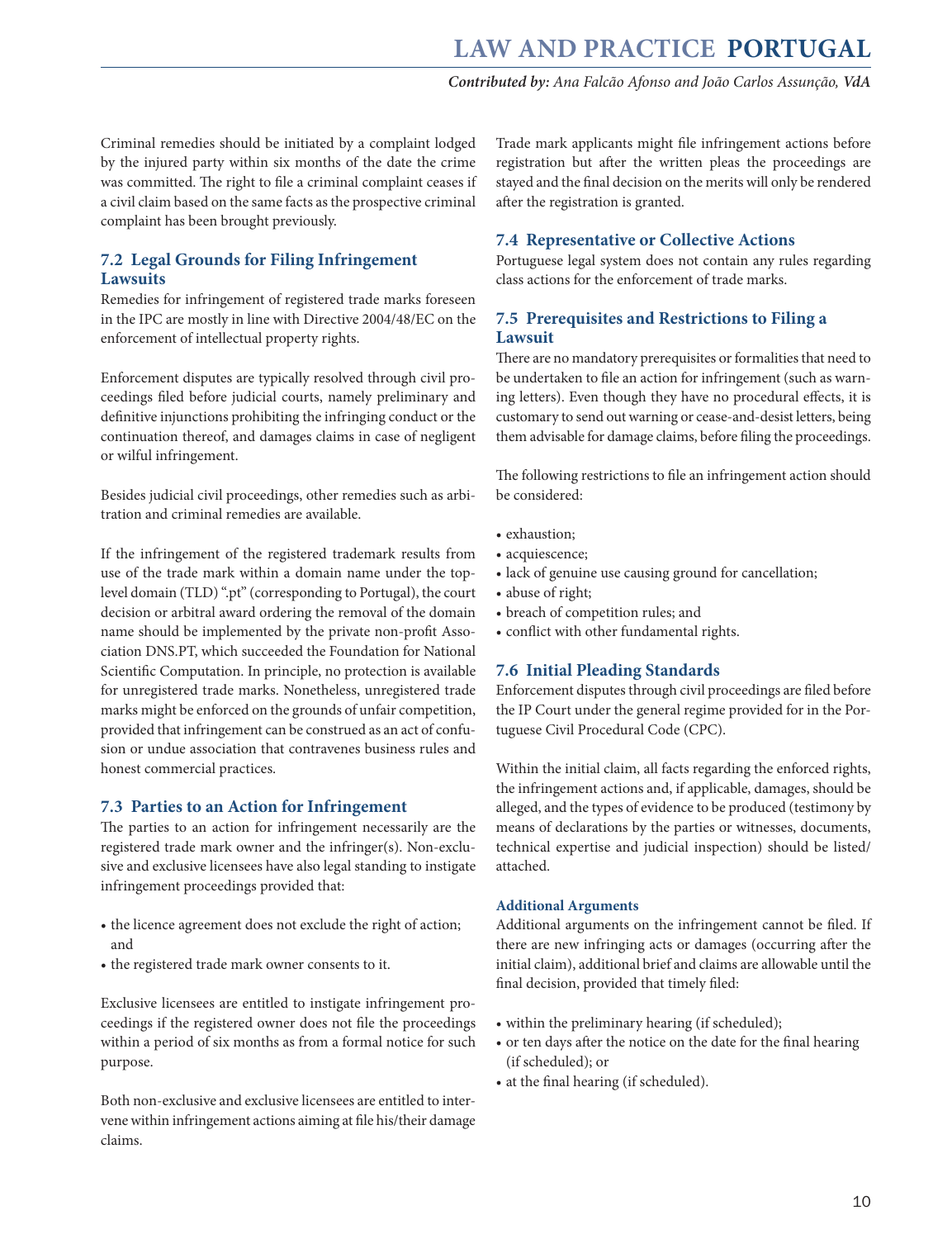Criminal remedies should be initiated by a complaint lodged by the injured party within six months of the date the crime was committed. The right to file a criminal complaint ceases if a civil claim based on the same facts as the prospective criminal complaint has been brought previously.

## 7.2 Legal Grounds for Filing Infringement Lawsuits

Remedies for infringement of registered trade marks foreseen in the IPC are mostly in line with Directive 2004/48/EC on the enforcement of intellectual property rights.

Enforcement disputes are typically resolved through civil proceedings filed before judicial courts, namely preliminary and definitive injunctions prohibiting the infringing conduct or the continuation thereof, and damages claims in case of negligent or wilful infringement.

Besides judicial civil proceedings, other remedies such as arbitration and criminal remedies are available.

If the infringement of the registered trademark results from use of the trade mark within a domain name under the top-level domain (TLD) ".pt" (corresponding to Portugal), the court decision or arbitral award ordering the removal of the domain name should be implemented by the private non-profit Association DNS.PT, which succeeded the Foundation for National Scientific Computation. In principle, no protection is available for unregistered trade marks. Nonetheless, unregistered trade marks might be enforced on the grounds of unfair competition, provided that infringement can be construed as an act of confusion or undue association that contravenes business rules and honest commercial practices.

## 7.3 Parties to an Action for Infringement

The parties to an action for infringement necessarily are the registered trade mark owner and the infringer(s). Non-exclusive and exclusive licensees have also legal standing to instigate infringement proceedings provided that:

- the licence agreement does not exclude the right of action; and
- the registered trade mark owner consents to it.

Exclusive licensees are entitled to instigate infringement proceedings if the registered owner does not file the proceedings within a period of six months as from a formal notice for such purpose.

Both non-exclusive and exclusive licensees are entitled to intervene within infringement actions aiming at file his/their damage claims.

Trade mark applicants might file infringement actions before registration but after the written pleas the proceedings are stayed and the final decision on the merits will only be rendered after the registration is granted.

## 7.4 Representative or Collective Actions

Portuguese legal system does not contain any rules regarding class actions for the enforcement of trade marks.

## 7.5 Prerequisites and Restrictions to Filing a Lawsuit

There are no mandatory prerequisites or formalities that need to be undertaken to file an action for infringement (such as warning letters). Even though they have no procedural effects, it is customary to send out warning or cease-and-desist letters, being them advisable for damage claims, before filing the proceedings.

The following restrictions to file an infringement action should be considered:

- exhaustion;
- acquiescence;
- lack of genuine use causing ground for cancellation;
- abuse of right;
- breach of competition rules; and
- conflict with other fundamental rights.

## 7.6 Initial Pleading Standards

Enforcement disputes through civil proceedings are filed before the IP Court under the general regime provided for in the Portuguese Civil Procedural Code (CPC).

Within the initial claim, all facts regarding the enforced rights, the infringement actions and, if applicable, damages, should be alleged, and the types of evidence to be produced (testimony by means of declarations by the parties or witnesses, documents, technical expertise and judicial inspection) should be listed/attached.

### Additional Arguments

Additional arguments on the infringement cannot be filed. If there are new infringing acts or damages (occurring after the initial claim), additional brief and claims are allowable until the final decision, provided that timely filed:

- within the preliminary hearing (if scheduled);
- or ten days after the notice on the date for the final hearing (if scheduled); or
- at the final hearing (if scheduled).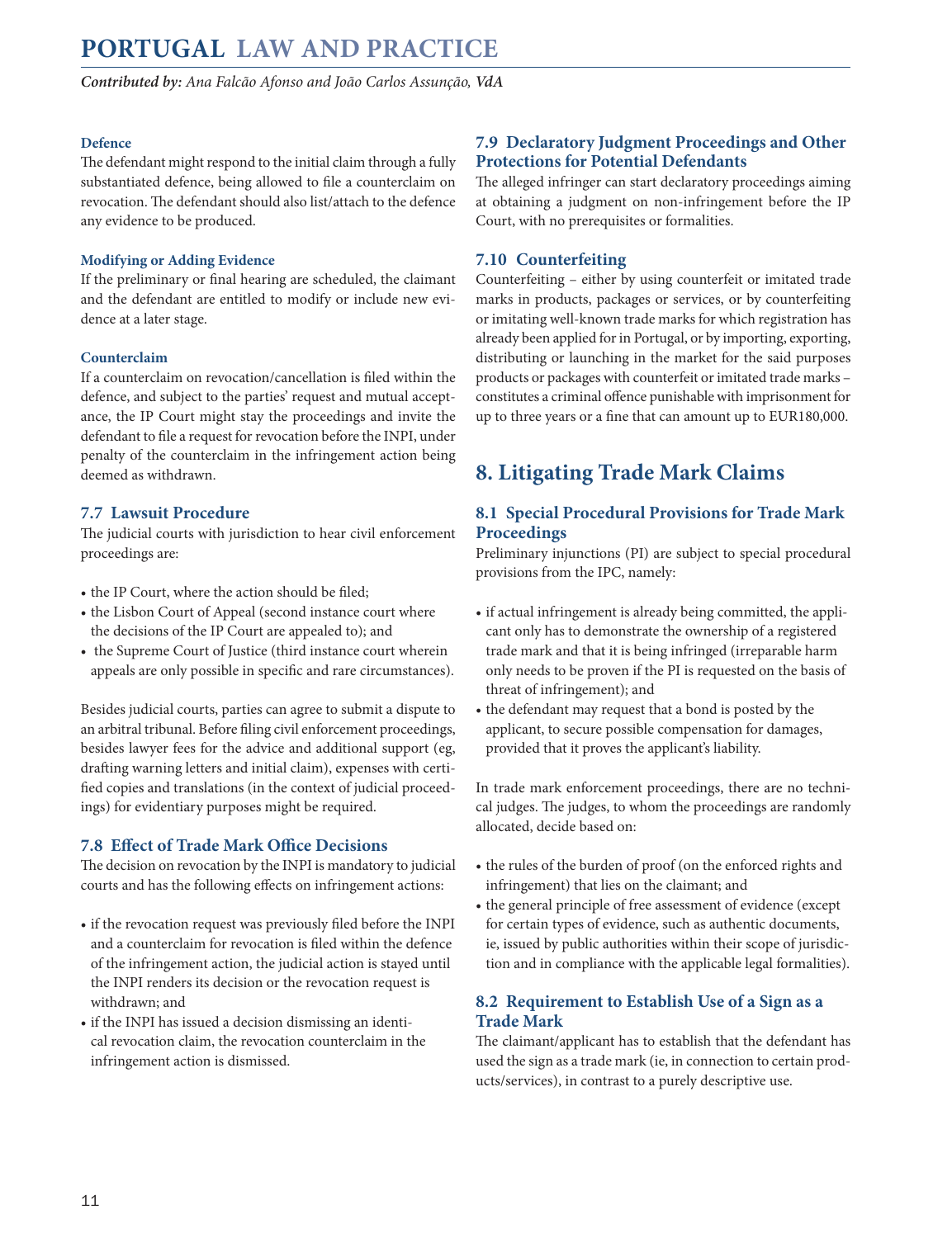#### Defence

The defendant might respond to the initial claim through a fully substantiated defence, being allowed to file a counterclaim on revocation. The defendant should also list/attach to the defence any evidence to be produced.

#### Modifying or Adding Evidence

If the preliminary or final hearing are scheduled, the claimant and the defendant are entitled to modify or include new evidence at a later stage.

#### Counterclaim

If a counterclaim on revocation/cancellation is filed within the defence, and subject to the parties' request and mutual acceptance, the IP Court might stay the proceedings and invite the defendant to file a request for revocation before the INPI, under penalty of the counterclaim in the infringement action being deemed as withdrawn.

### 7.7 Lawsuit Procedure

The judicial courts with jurisdiction to hear civil enforcement proceedings are:

- the IP Court, where the action should be filed;
- the Lisbon Court of Appeal (second instance court where the decisions of the IP Court are appealed to); and
- the Supreme Court of Justice (third instance court wherein appeals are only possible in specific and rare circumstances).

Besides judicial courts, parties can agree to submit a dispute to an arbitral tribunal. Before filing civil enforcement proceedings, besides lawyer fees for the advice and additional support (eg, drafting warning letters and initial claim), expenses with certified copies and translations (in the context of judicial proceedings) for evidentiary purposes might be required.

### 7.8 Effect of Trade Mark Office Decisions

The decision on revocation by the INPI is mandatory to judicial courts and has the following effects on infringement actions:

- if the revocation request was previously filed before the INPI and a counterclaim for revocation is filed within the defence of the infringement action, the judicial action is stayed until the INPI renders its decision or the revocation request is withdrawn; and
- if the INPI has issued a decision dismissing an identical revocation claim, the revocation counterclaim in the infringement action is dismissed.

### 7.9 Declaratory Judgment Proceedings and Other Protections for Potential Defendants

The alleged infringer can start declaratory proceedings aiming at obtaining a judgment on non-infringement before the IP Court, with no prerequisites or formalities.

### 7.10 Counterfeiting

Counterfeiting – either by using counterfeit or imitated trade marks in products, packages or services, or by counterfeiting or imitating well-known trade marks for which registration has already been applied for in Portugal, or by importing, exporting, distributing or launching in the market for the said purposes products or packages with counterfeit or imitated trade marks – constitutes a criminal offence punishable with imprisonment for up to three years or a fine that can amount up to EUR180,000.

## 8. Litigating Trade Mark Claims

### 8.1 Special Procedural Provisions for Trade Mark Proceedings

Preliminary injunctions (PI) are subject to special procedural provisions from the IPC, namely:

- if actual infringement is already being committed, the applicant only has to demonstrate the ownership of a registered trade mark and that it is being infringed (irreparable harm only needs to be proven if the PI is requested on the basis of threat of infringement); and
- the defendant may request that a bond is posted by the applicant, to secure possible compensation for damages, provided that it proves the applicant's liability.

In trade mark enforcement proceedings, there are no technical judges. The judges, to whom the proceedings are randomly allocated, decide based on:

- the rules of the burden of proof (on the enforced rights and infringement) that lies on the claimant; and
- the general principle of free assessment of evidence (except for certain types of evidence, such as authentic documents, ie, issued by public authorities within their scope of jurisdiction and in compliance with the applicable legal formalities).

### 8.2 Requirement to Establish Use of a Sign as a Trade Mark

The claimant/applicant has to establish that the defendant has used the sign as a trade mark (ie, in connection to certain products/services), in contrast to a purely descriptive use.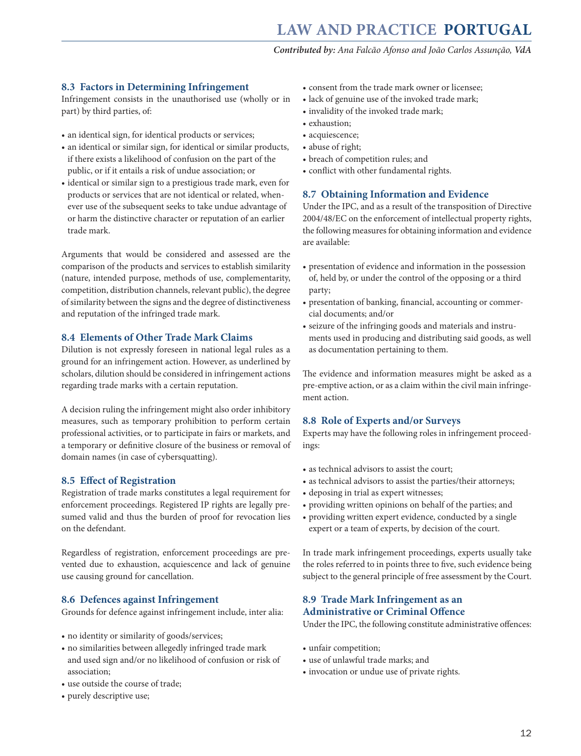### 8.3 Factors in Determining Infringement

Infringement consists in the unauthorised use (wholly or in part) by third parties, of:

- an identical sign, for identical products or services;
- an identical or similar sign, for identical or similar products, if there exists a likelihood of confusion on the part of the public, or if it entails a risk of undue association; or
- identical or similar sign to a prestigious trade mark, even for products or services that are not identical or related, whenever use of the subsequent seeks to take undue advantage of or harm the distinctive character or reputation of an earlier trade mark.

Arguments that would be considered and assessed are the comparison of the products and services to establish similarity (nature, intended purpose, methods of use, complementarity, competition, distribution channels, relevant public), the degree of similarity between the signs and the degree of distinctiveness and reputation of the infringed trade mark.

### 8.4 Elements of Other Trade Mark Claims

Dilution is not expressly foreseen in national legal rules as a ground for an infringement action. However, as underlined by scholars, dilution should be considered in infringement actions regarding trade marks with a certain reputation.

A decision ruling the infringement might also order inhibitory measures, such as temporary prohibition to perform certain professional activities, or to participate in fairs or markets, and a temporary or definitive closure of the business or removal of domain names (in case of cybersquatting).

### 8.5 Effect of Registration

Registration of trade marks constitutes a legal requirement for enforcement proceedings. Registered IP rights are legally presumed valid and thus the burden of proof for revocation lies on the defendant.

Regardless of registration, enforcement proceedings are prevented due to exhaustion, acquiescence and lack of genuine use causing ground for cancellation.

### 8.6 Defences against Infringement

Grounds for defence against infringement include, inter alia:

- no identity or similarity of goods/services;
- no similarities between allegedly infringed trade mark and used sign and/or no likelihood of confusion or risk of association;
- use outside the course of trade;
- purely descriptive use;
- consent from the trade mark owner or licensee;
- lack of genuine use of the invoked trade mark;
- invalidity of the invoked trade mark;
- exhaustion;
- acquiescence;
- abuse of right;
- breach of competition rules; and
- conflict with other fundamental rights.

### 8.7 Obtaining Information and Evidence

Under the IPC, and as a result of the transposition of Directive 2004/48/EC on the enforcement of intellectual property rights, the following measures for obtaining information and evidence are available:

- presentation of evidence and information in the possession of, held by, or under the control of the opposing or a third party;
- presentation of banking, financial, accounting or commercial documents; and/or
- seizure of the infringing goods and materials and instruments used in producing and distributing said goods, as well as documentation pertaining to them.

The evidence and information measures might be asked as a pre-emptive action, or as a claim within the civil main infringement action.

### 8.8 Role of Experts and/or Surveys

Experts may have the following roles in infringement proceedings:

- as technical advisors to assist the court;
- as technical advisors to assist the parties/their attorneys;
- deposing in trial as expert witnesses;
- providing written opinions on behalf of the parties; and
- providing written expert evidence, conducted by a single expert or a team of experts, by decision of the court.

In trade mark infringement proceedings, experts usually take the roles referred to in points three to five, such evidence being subject to the general principle of free assessment by the Court.

### 8.9 Trade Mark Infringement as an Administrative or Criminal Offence

Under the IPC, the following constitute administrative offences:

- unfair competition;
- use of unlawful trade marks; and
- invocation or undue use of private rights.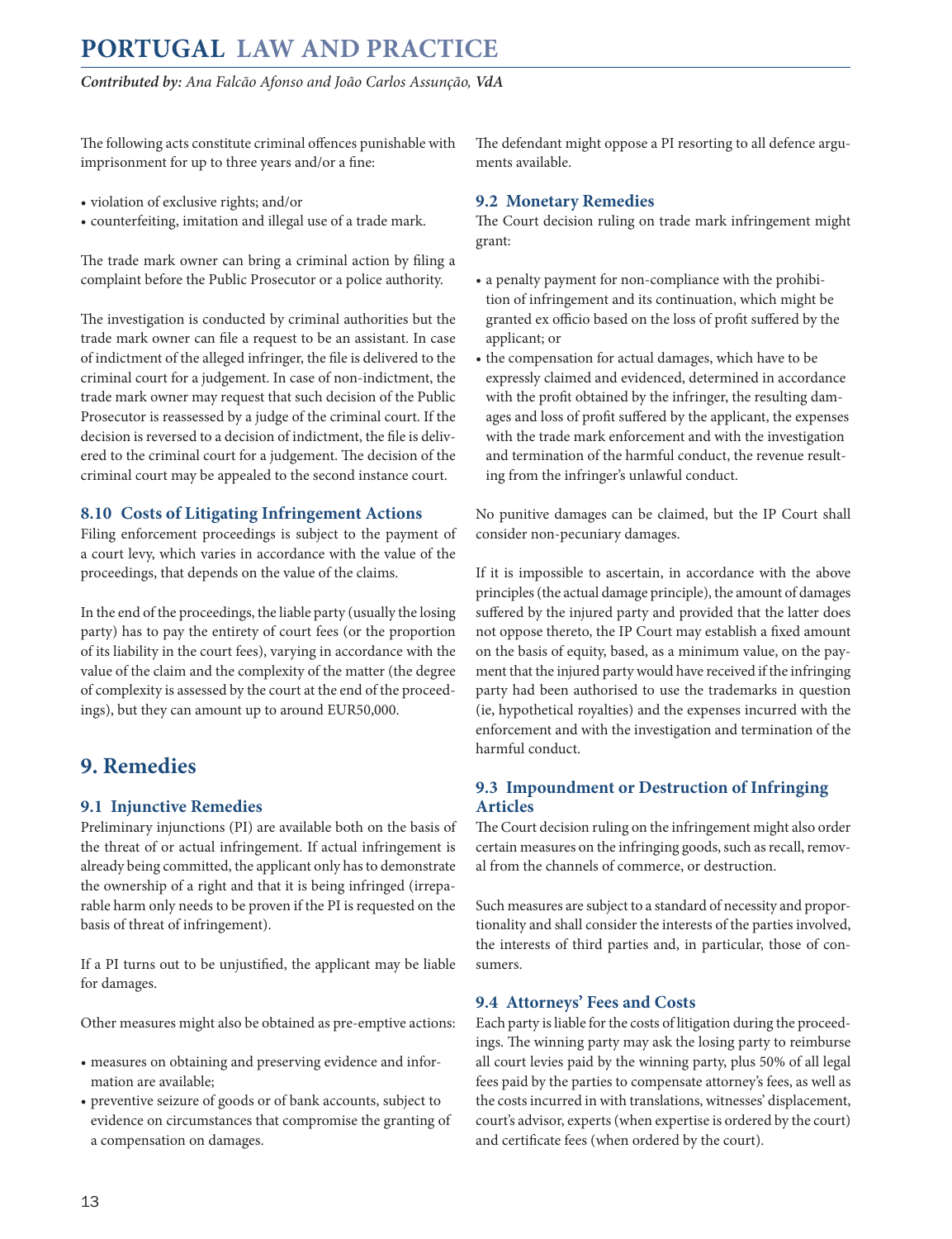The following acts constitute criminal offences punishable with imprisonment for up to three years and/or a fine:

- violation of exclusive rights; and/or
- counterfeiting, imitation and illegal use of a trade mark.

The trade mark owner can bring a criminal action by filing a complaint before the Public Prosecutor or a police authority.

The investigation is conducted by criminal authorities but the trade mark owner can file a request to be an assistant. In case of indictment of the alleged infringer, the file is delivered to the criminal court for a judgement. In case of non-indictment, the trade mark owner may request that such decision of the Public Prosecutor is reassessed by a judge of the criminal court. If the decision is reversed to a decision of indictment, the file is delivered to the criminal court for a judgement. The decision of the criminal court may be appealed to the second instance court.

### 8.10 Costs of Litigating Infringement Actions

Filing enforcement proceedings is subject to the payment of a court levy, which varies in accordance with the value of the proceedings, that depends on the value of the claims.

In the end of the proceedings, the liable party (usually the losing party) has to pay the entirety of court fees (or the proportion of its liability in the court fees), varying in accordance with the value of the claim and the complexity of the matter (the degree of complexity is assessed by the court at the end of the proceedings), but they can amount up to around EUR50,000.

## 9. Remedies

### 9.1 Injunctive Remedies

Preliminary injunctions (PI) are available both on the basis of the threat of or actual infringement. If actual infringement is already being committed, the applicant only has to demonstrate the ownership of a right and that it is being infringed (irreparable harm only needs to be proven if the PI is requested on the basis of threat of infringement).

If a PI turns out to be unjustified, the applicant may be liable for damages.

Other measures might also be obtained as pre-emptive actions:

- measures on obtaining and preserving evidence and information are available;
- preventive seizure of goods or of bank accounts, subject to evidence on circumstances that compromise the granting of a compensation on damages.

The defendant might oppose a PI resorting to all defence arguments available.

### 9.2 Monetary Remedies

The Court decision ruling on trade mark infringement might grant:

- a penalty payment for non-compliance with the prohibition of infringement and its continuation, which might be granted ex officio based on the loss of profit suffered by the applicant; or
- the compensation for actual damages, which have to be expressly claimed and evidenced, determined in accordance with the profit obtained by the infringer, the resulting damages and loss of profit suffered by the applicant, the expenses with the trade mark enforcement and with the investigation and termination of the harmful conduct, the revenue resulting from the infringer's unlawful conduct.

No punitive damages can be claimed, but the IP Court shall consider non-pecuniary damages.

If it is impossible to ascertain, in accordance with the above principles (the actual damage principle), the amount of damages suffered by the injured party and provided that the latter does not oppose thereto, the IP Court may establish a fixed amount on the basis of equity, based, as a minimum value, on the payment that the injured party would have received if the infringing party had been authorised to use the trademarks in question (ie, hypothetical royalties) and the expenses incurred with the enforcement and with the investigation and termination of the harmful conduct.

### 9.3 Impoundment or Destruction of Infringing Articles

The Court decision ruling on the infringement might also order certain measures on the infringing goods, such as recall, removal from the channels of commerce, or destruction.

Such measures are subject to a standard of necessity and proportionality and shall consider the interests of the parties involved, the interests of third parties and, in particular, those of consumers.

### 9.4 Attorneys' Fees and Costs

Each party is liable for the costs of litigation during the proceedings. The winning party may ask the losing party to reimburse all court levies paid by the winning party, plus 50% of all legal fees paid by the parties to compensate attorney's fees, as well as the costs incurred in with translations, witnesses' displacement, court's advisor, experts (when expertise is ordered by the court) and certificate fees (when ordered by the court).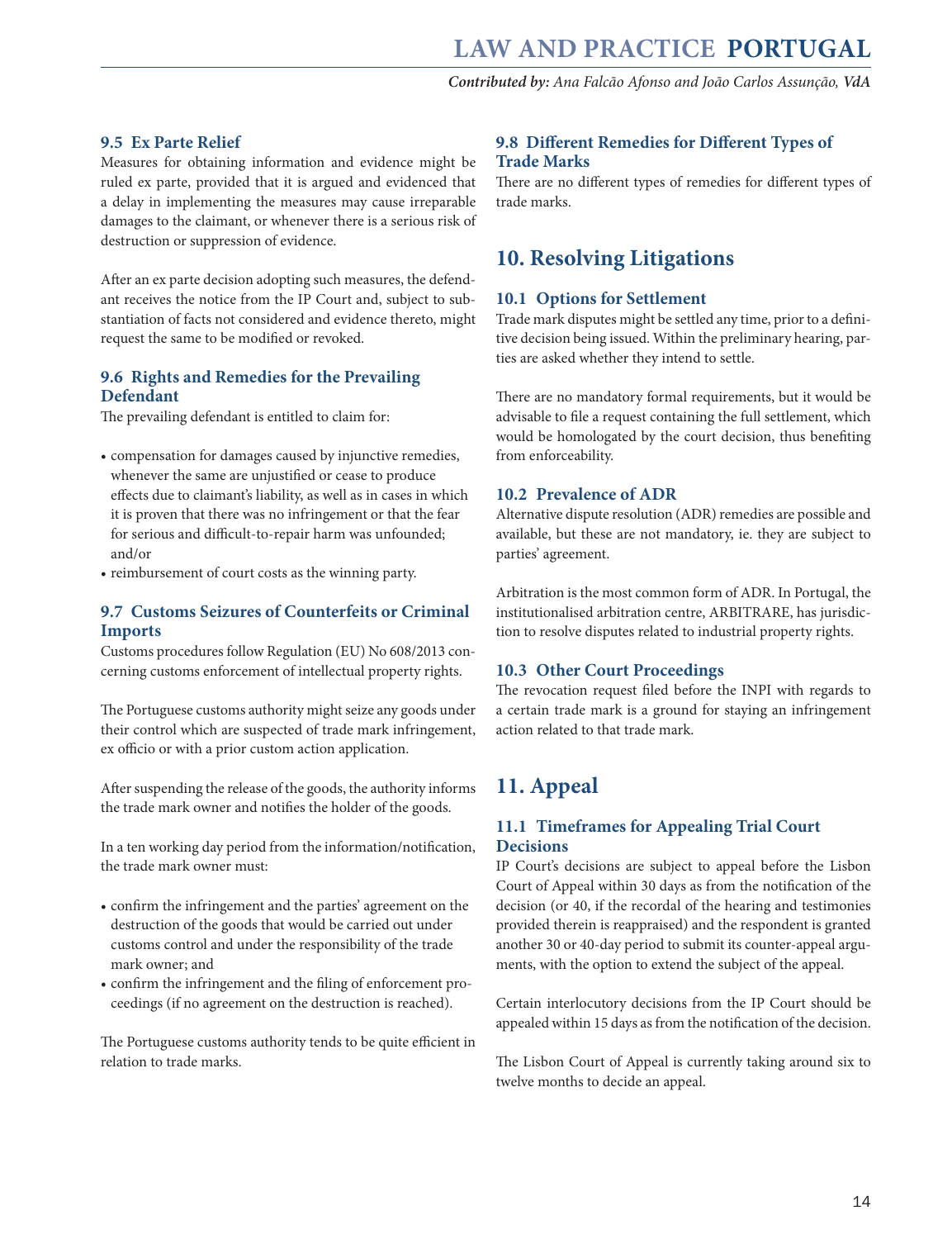### 9.5 Ex Parte Relief

Measures for obtaining information and evidence might be ruled ex parte, provided that it is argued and evidenced that a delay in implementing the measures may cause irreparable damages to the claimant, or whenever there is a serious risk of destruction or suppression of evidence.

After an ex parte decision adopting such measures, the defendant receives the notice from the IP Court and, subject to substantiation of facts not considered and evidence thereto, might request the same to be modified or revoked.

### 9.6 Rights and Remedies for the Prevailing Defendant

The prevailing defendant is entitled to claim for:

- compensation for damages caused by injunctive remedies, whenever the same are unjustified or cease to produce effects due to claimant's liability, as well as in cases in which it is proven that there was no infringement or that the fear for serious and difficult-to-repair harm was unfounded; and/or
- reimbursement of court costs as the winning party.

### 9.7 Customs Seizures of Counterfeits or Criminal Imports

Customs procedures follow Regulation (EU) No 608/2013 concerning customs enforcement of intellectual property rights.

The Portuguese customs authority might seize any goods under their control which are suspected of trade mark infringement, ex officio or with a prior custom action application.

After suspending the release of the goods, the authority informs the trade mark owner and notifies the holder of the goods.

In a ten working day period from the information/notification, the trade mark owner must:

- confirm the infringement and the parties' agreement on the destruction of the goods that would be carried out under customs control and under the responsibility of the trade mark owner; and
- confirm the infringement and the filing of enforcement proceedings (if no agreement on the destruction is reached).

The Portuguese customs authority tends to be quite efficient in relation to trade marks.

### 9.8 Different Remedies for Different Types of Trade Marks

There are no different types of remedies for different types of trade marks.

## 10. Resolving Litigations

### 10.1 Options for Settlement

Trade mark disputes might be settled any time, prior to a definitive decision being issued. Within the preliminary hearing, parties are asked whether they intend to settle.

There are no mandatory formal requirements, but it would be advisable to file a request containing the full settlement, which would be homologated by the court decision, thus benefiting from enforceability.

### 10.2 Prevalence of ADR

Alternative dispute resolution (ADR) remedies are possible and available, but these are not mandatory, ie. they are subject to parties' agreement.

Arbitration is the most common form of ADR. In Portugal, the institutionalised arbitration centre, ARBITRARE, has jurisdiction to resolve disputes related to industrial property rights.

### 10.3 Other Court Proceedings

The revocation request filed before the INPI with regards to a certain trade mark is a ground for staying an infringement action related to that trade mark.

## 11. Appeal

### 11.1 Timeframes for Appealing Trial Court Decisions

IP Court's decisions are subject to appeal before the Lisbon Court of Appeal within 30 days as from the notification of the decision (or 40, if the recordal of the hearing and testimonies provided therein is reappraised) and the respondent is granted another 30 or 40-day period to submit its counter-appeal arguments, with the option to extend the subject of the appeal.

Certain interlocutory decisions from the IP Court should be appealed within 15 days as from the notification of the decision.

The Lisbon Court of Appeal is currently taking around six to twelve months to decide an appeal.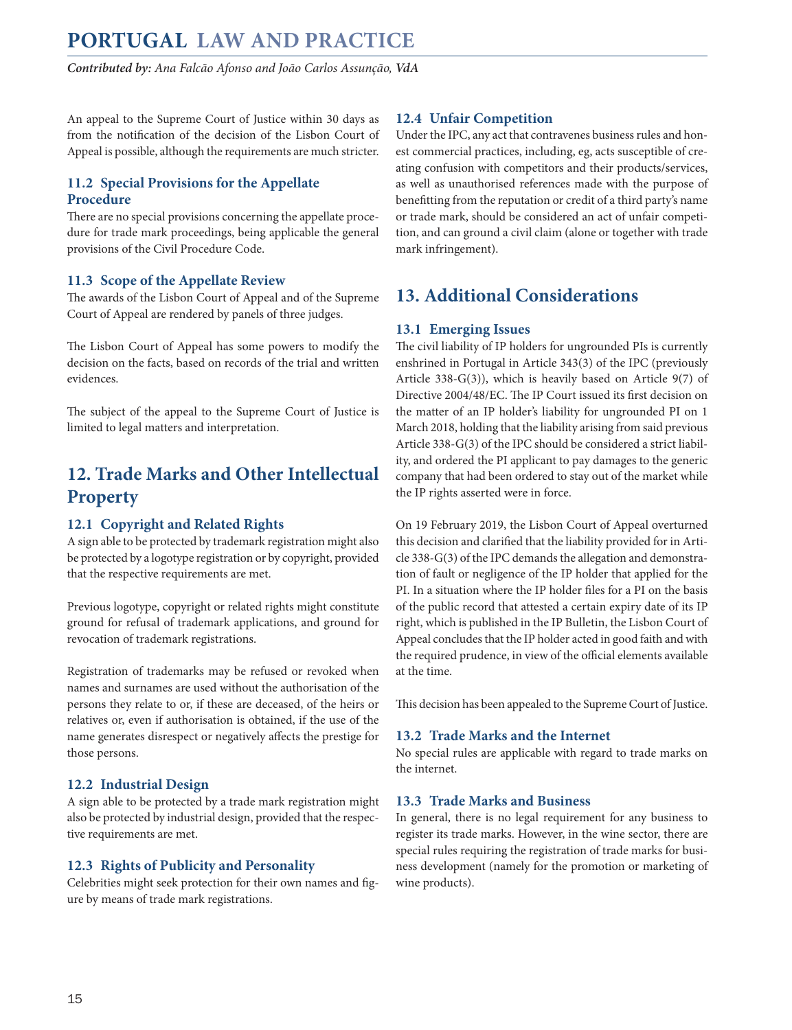An appeal to the Supreme Court of Justice within 30 days as from the notification of the decision of the Lisbon Court of Appeal is possible, although the requirements are much stricter.

### 11.2 Special Provisions for the Appellate Procedure

There are no special provisions concerning the appellate procedure for trade mark proceedings, being applicable the general provisions of the Civil Procedure Code.

### 11.3 Scope of the Appellate Review

The awards of the Lisbon Court of Appeal and of the Supreme Court of Appeal are rendered by panels of three judges.

The Lisbon Court of Appeal has some powers to modify the decision on the facts, based on records of the trial and written evidences.

The subject of the appeal to the Supreme Court of Justice is limited to legal matters and interpretation.

## 12. Trade Marks and Other Intellectual Property

### 12.1 Copyright and Related Rights

A sign able to be protected by trademark registration might also be protected by a logotype registration or by copyright, provided that the respective requirements are met.

Previous logotype, copyright or related rights might constitute ground for refusal of trademark applications, and ground for revocation of trademark registrations.

Registration of trademarks may be refused or revoked when names and surnames are used without the authorisation of the persons they relate to or, if these are deceased, of the heirs or relatives or, even if authorisation is obtained, if the use of the name generates disrespect or negatively affects the prestige for those persons.

### 12.2 Industrial Design

A sign able to be protected by a trade mark registration might also be protected by industrial design, provided that the respective requirements are met.

### 12.3 Rights of Publicity and Personality

Celebrities might seek protection for their own names and figure by means of trade mark registrations.

### 12.4 Unfair Competition

Under the IPC, any act that contravenes business rules and honest commercial practices, including, eg, acts susceptible of creating confusion with competitors and their products/services, as well as unauthorised references made with the purpose of benefitting from the reputation or credit of a third party's name or trade mark, should be considered an act of unfair competition, and can ground a civil claim (alone or together with trade mark infringement).

## 13. Additional Considerations

### 13.1 Emerging Issues

The civil liability of IP holders for ungrounded PIs is currently enshrined in Portugal in Article 343(3) of the IPC (previously Article 338-G(3)), which is heavily based on Article 9(7) of Directive 2004/48/EC. The IP Court issued its first decision on the matter of an IP holder's liability for ungrounded PI on 1 March 2018, holding that the liability arising from said previous Article 338-G(3) of the IPC should be considered a strict liability, and ordered the PI applicant to pay damages to the generic company that had been ordered to stay out of the market while the IP rights asserted were in force.

On 19 February 2019, the Lisbon Court of Appeal overturned this decision and clarified that the liability provided for in Article 338-G(3) of the IPC demands the allegation and demonstration of fault or negligence of the IP holder that applied for the PI. In a situation where the IP holder files for a PI on the basis of the public record that attested a certain expiry date of its IP right, which is published in the IP Bulletin, the Lisbon Court of Appeal concludes that the IP holder acted in good faith and with the required prudence, in view of the official elements available at the time.

This decision has been appealed to the Supreme Court of Justice.

### 13.2 Trade Marks and the Internet

No special rules are applicable with regard to trade marks on the internet.

### 13.3 Trade Marks and Business

In general, there is no legal requirement for any business to register its trade marks. However, in the wine sector, there are special rules requiring the registration of trade marks for business development (namely for the promotion or marketing of wine products).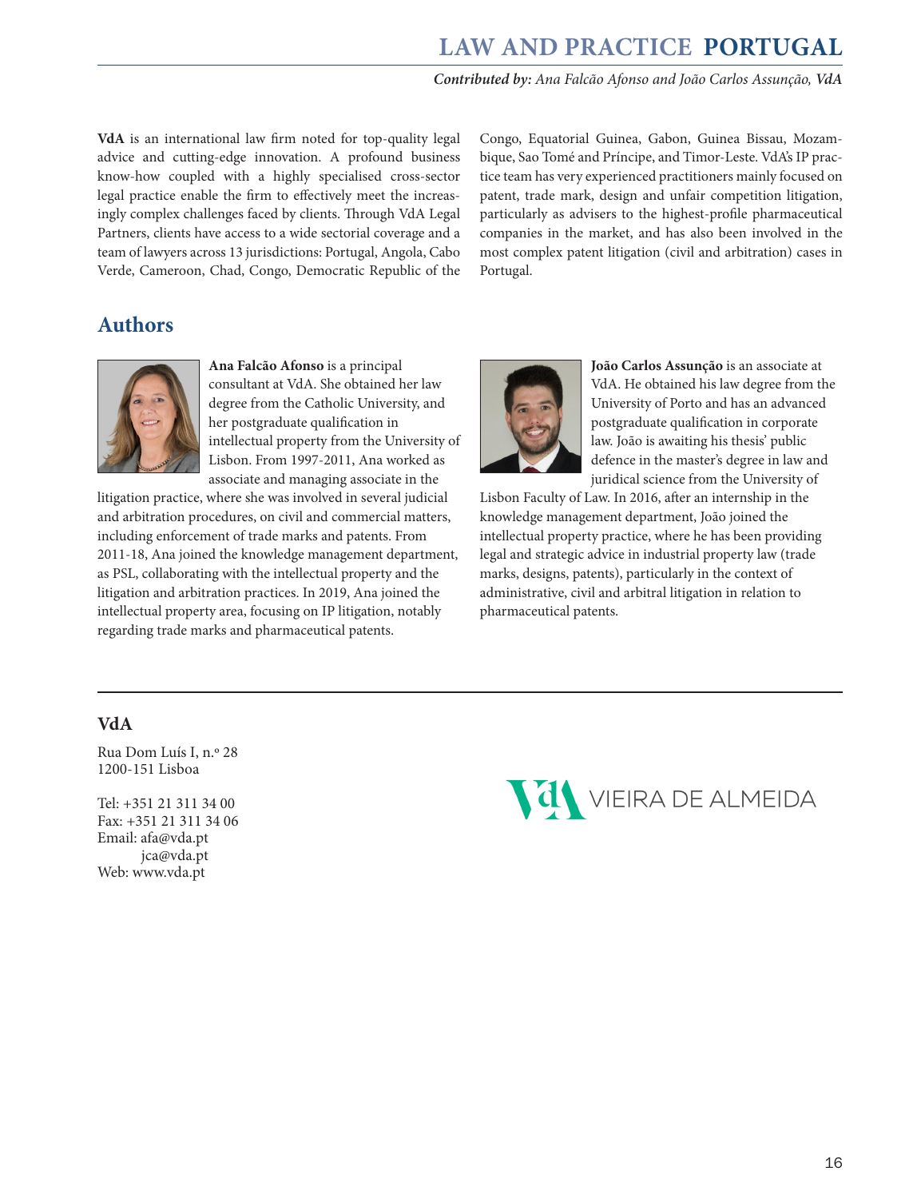**VdA** is an international law firm noted for top-quality legal advice and cutting-edge innovation. A profound business know-how coupled with a highly specialised cross-sector legal practice enable the firm to effectively meet the increasingly complex challenges faced by clients. Through VdA Legal Partners, clients have access to a wide sectorial coverage and a team of lawyers across 13 jurisdictions: Portugal, Angola, Cabo Verde, Cameroon, Chad, Congo, Democratic Republic of the Congo, Equatorial Guinea, Gabon, Guinea Bissau, Mozambique, Sao Tomé and Príncipe, and Timor-Leste. VdA's IP practice team has very experienced practitioners mainly focused on patent, trade mark, design and unfair competition litigation, particularly as advisers to the highest-profile pharmaceutical companies in the market, and has also been involved in the most complex patent litigation (civil and arbitration) cases in Portugal.

## Authors

**Ana Falcão Afonso** is a principal consultant at VdA. She obtained her law degree from the Catholic University, and her postgraduate qualification in intellectual property from the University of Lisbon. From 1997-2011, Ana worked as associate and managing associate in the litigation practice, where she was involved in several judicial and arbitration procedures, on civil and commercial matters, including enforcement of trade marks and patents. From 2011-18, Ana joined the knowledge management department, as PSL, collaborating with the intellectual property and the litigation and arbitration practices. In 2019, Ana joined the intellectual property area, focusing on IP litigation, notably regarding trade marks and pharmaceutical patents.

**João Carlos Assunção** is an associate at VdA. He obtained his law degree from the University of Porto and has an advanced postgraduate qualification in corporate law. João is awaiting his thesis' public defence in the master's degree in law and juridical science from the University of Lisbon Faculty of Law. In 2016, after an internship in the knowledge management department, João joined the intellectual property practice, where he has been providing legal and strategic advice in industrial property law (trade marks, designs, patents), particularly in the context of administrative, civil and arbitral litigation in relation to pharmaceutical patents.

### VdA

Rua Dom Luís I, n.º 28
1200-151 Lisboa

Tel: +351 21 311 34 00
Fax: +351 21 311 34 06
Email: afa@vda.pt
jca@vda.pt
Web: www.vda.pt

VdA VIEIRA DE ALMEIDA